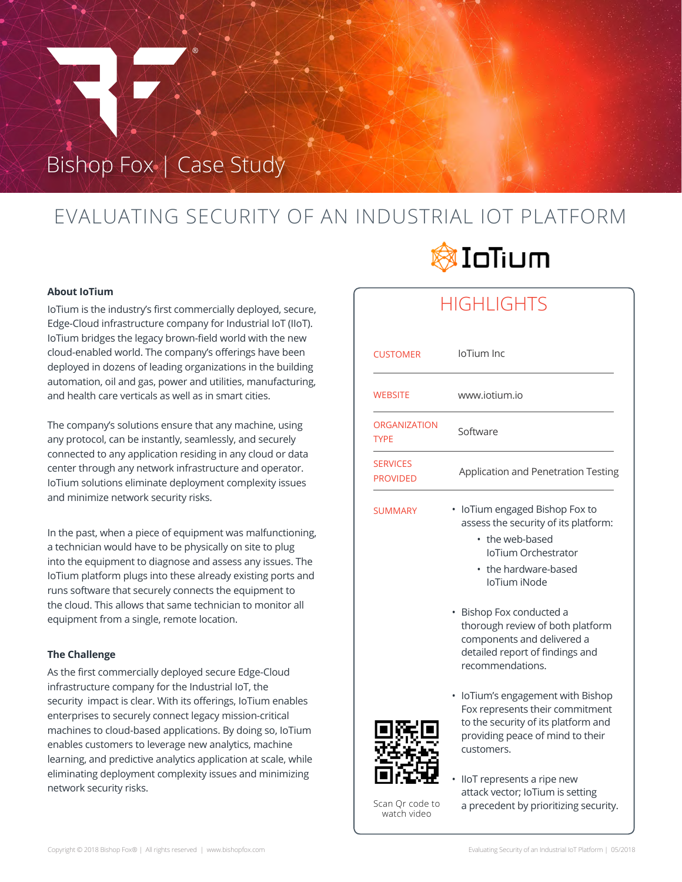# Bishop Fox | Case Study

## EVALUATING SECURITY OF AN INDUSTRIAL IOT PLATFORM

IoTium

### About IoTium

IoTium is the industry's first commercially deployed, secure, Edge-Cloud infrastructure company for Industrial IoT (IIoT). IoTium bridges the legacy brown-field world with the new cloud-enabled world. The company's offerings have been deployed in dozens of leading organizations in the building automation, oil and gas, power and utilities, manufacturing, and health care verticals as well as in smart cities.

The company's solutions ensure that any machine, using any protocol, can be instantly, seamlessly, and securely connected to any application residing in any cloud or data center through any network infrastructure and operator. IoTium solutions eliminate deployment complexity issues and minimize network security risks.

In the past, when a piece of equipment was malfunctioning, a technician would have to be physically on site to plug into the equipment to diagnose and assess any issues. The IoTium platform plugs into these already existing ports and runs software that securely connects the equipment to the cloud. This allows that same technician to monitor all equipment from a single, remote location.

### The Challenge

As the first commercially deployed secure Edge-Cloud infrastructure company for the Industrial IoT, the security impact is clear. With its offerings, IoTium enables enterprises to securely connect legacy mission-critical machines to cloud-based applications. By doing so, IoTium enables customers to leverage new analytics, machine learning, and predictive analytics application at scale, while eliminating deployment complexity issues and minimizing network security risks.

## HIGHLIGHTS

| | |
|---|---|
| CUSTOMER | IoTium Inc |
| WEBSITE | www.iotium.io |
| ORGANIZATION TYPE | Software |
| SERVICES PROVIDED | Application and Penetration Testing |

**SUMMARY**

- IoTium engaged Bishop Fox to assess the security of its platform:
  - the web-based IoTium Orchestrator
  - the hardware-based IoTium iNode
- Bishop Fox conducted a thorough review of both platform components and delivered a detailed report of findings and recommendations.
- IoTium's engagement with Bishop Fox represents their commitment to the security of its platform and providing peace of mind to their customers.
- IIoT represents a ripe new attack vector; IoTium is setting a precedent by prioritizing security.

Scan Qr code to watch video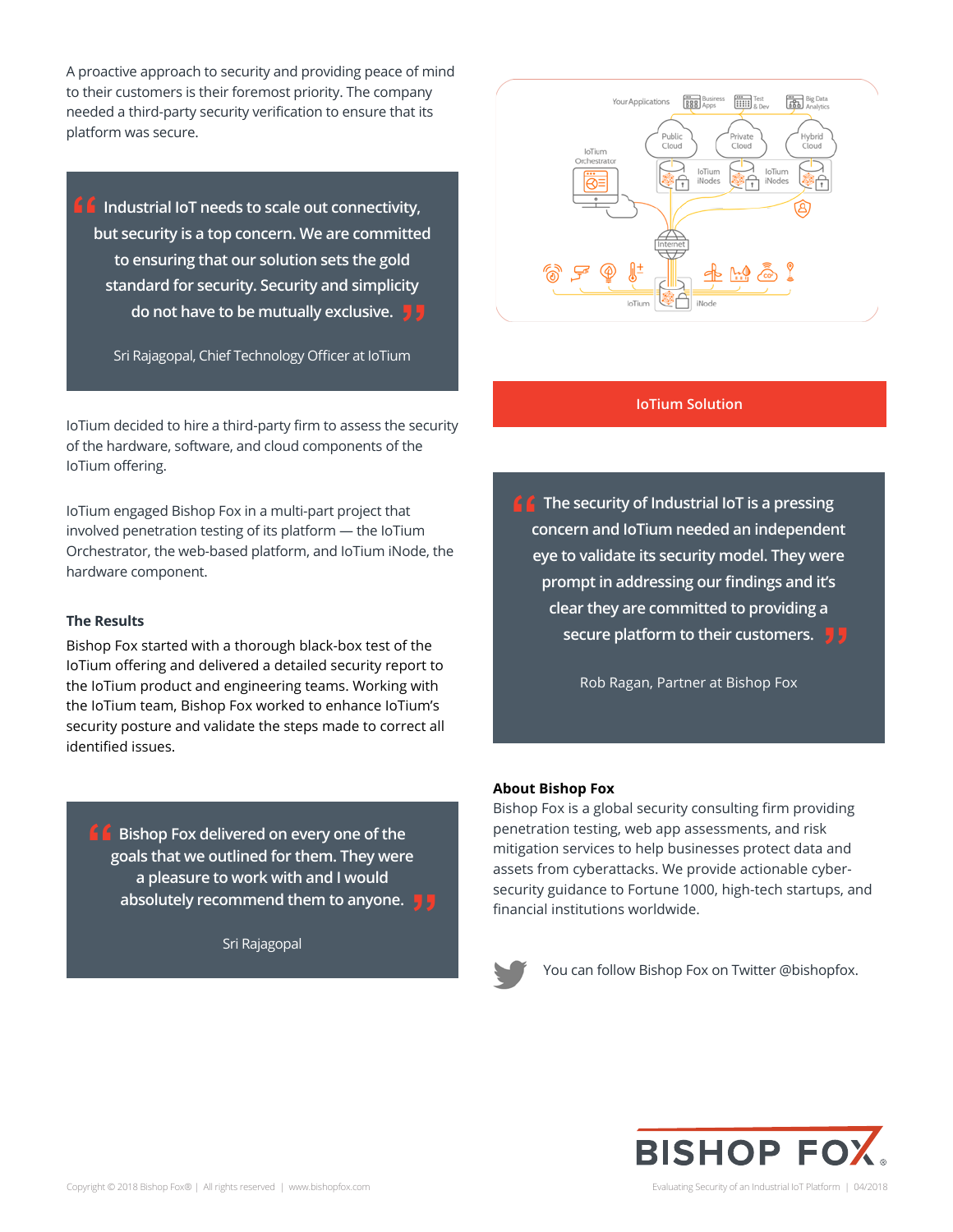A proactive approach to security and providing peace of mind to their customers is their foremost priority. The company needed a third-party security verification to ensure that its platform was secure.

> Industrial IoT needs to scale out connectivity, but security is a top concern. We are committed to ensuring that our solution sets the gold standard for security. Security and simplicity do not have to be mutually exclusive.
>
> Sri Rajagopal, Chief Technology Officer at IoTium

IoTium decided to hire a third-party firm to assess the security of the hardware, software, and cloud components of the IoTium offering.

IoTium engaged Bishop Fox in a multi-part project that involved penetration testing of its platform — the IoTium Orchestrator, the web-based platform, and IoTium iNode, the hardware component.

### The Results

Bishop Fox started with a thorough black-box test of the IoTium offering and delivered a detailed security report to the IoTium product and engineering teams. Working with the IoTium team, Bishop Fox worked to enhance IoTium's security posture and validate the steps made to correct all identified issues.

> Bishop Fox delivered on every one of the goals that we outlined for them. They were a pleasure to work with and I would absolutely recommend them to anyone.
>
> Sri Rajagopal

Your Applications
Business Apps
Test & Dev
Big Data Analytics
Public Cloud
Private Cloud
Hybrid Cloud
IoTium Orchestrator
IoTium iNodes
IoTium iNodes
Internet
IoTium
iNode

IoTium Solution

> The security of Industrial IoT is a pressing concern and IoTium needed an independent eye to validate its security model. They were prompt in addressing our findings and it's clear they are committed to providing a secure platform to their customers.
>
> Rob Ragan, Partner at Bishop Fox

### About Bishop Fox

Bishop Fox is a global security consulting firm providing penetration testing, web app assessments, and risk mitigation services to help businesses protect data and assets from cyberattacks. We provide actionable cyber-security guidance to Fortune 1000, high-tech startups, and financial institutions worldwide.

You can follow Bishop Fox on Twitter @bishopfox.

BISHOP FOX

Copyright © 2018 Bishop Fox® | All rights reserved | www.bishopfox.com

Evaluating Security of an Industrial IoT Platform | 04/2018